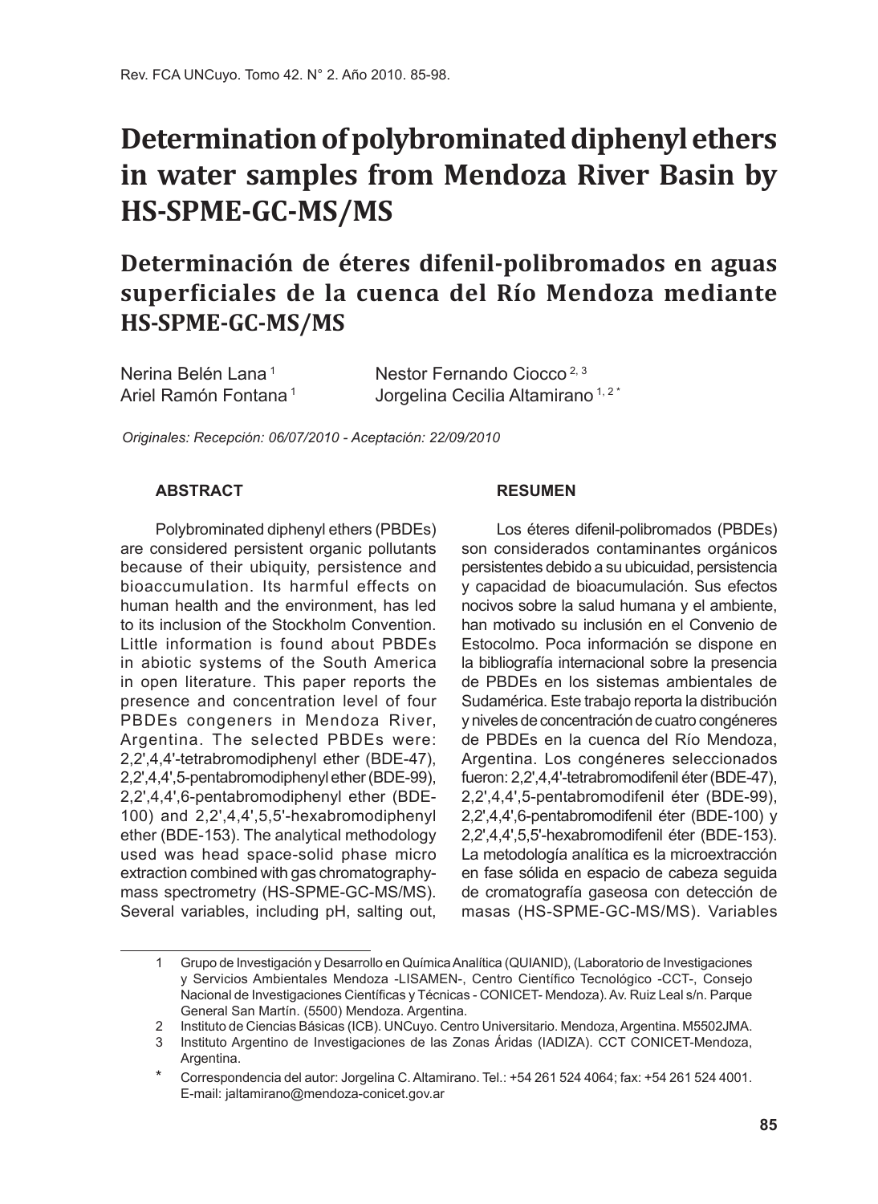# Determination of polybrominated diphenyl ethers in water samples from Mendoza River Basin by HS-SPME-GC-MS/MS

## Determinación de éteres difenil-polibromados en aguas superficiales de la cuenca del Río Mendoza mediante HS-SPME-GC-MS/MS

Nerina Belén Lana [1]
Ariel Ramón Fontana [1]
Nestor Fernando Ciocco [2, 3]
Jorgelina Cecilia Altamirano [1, 2 *]

*Originales: Recepción: 06/07/2010 - Aceptación: 22/09/2010*

### ABSTRACT

Polybrominated diphenyl ethers (PBDEs) are considered persistent organic pollutants because of their ubiquity, persistence and bioaccumulation. Its harmful effects on human health and the environment, has led to its inclusion of the Stockholm Convention. Little information is found about PBDEs in abiotic systems of the South America in open literature. This paper reports the presence and concentration level of four PBDEs congeners in Mendoza River, Argentina. The selected PBDEs were: 2,2',4,4'-tetrabromodiphenyl ether (BDE-47), 2,2',4,4',5-pentabromodiphenyl ether (BDE-99), 2,2',4,4',6-pentabromodiphenyl ether (BDE-100) and 2,2',4,4',5,5'-hexabromodiphenyl ether (BDE-153). The analytical methodology used was head space-solid phase micro extraction combined with gas chromatography-mass spectrometry (HS-SPME-GC-MS/MS). Several variables, including pH, salting out,

### RESUMEN

Los éteres difenil-polibromados (PBDEs) son considerados contaminantes orgánicos persistentes debido a su ubicuidad, persistencia y capacidad de bioacumulación. Sus efectos nocivos sobre la salud humana y el ambiente, han motivado su inclusión en el Convenio de Estocolmo. Poca información se dispone en la bibliografía internacional sobre la presencia de PBDEs en los sistemas ambientales de Sudamérica. Este trabajo reporta la distribución y niveles de concentración de cuatro congéneres de PBDEs en la cuenca del Río Mendoza, Argentina. Los congéneres seleccionados fueron: 2,2',4,4'-tetrabromodifenil éter (BDE-47), 2,2',4,4',5-pentabromodifenil éter (BDE-99), 2,2',4,4',6-pentabromodifenil éter (BDE-100) y 2,2',4,4',5,5'-hexabromodifenil éter (BDE-153). La metodología analítica es la microextracción en fase sólida en espacio de cabeza seguida de cromatografía gaseosa con detección de masas (HS-SPME-GC-MS/MS). Variables

---

1 Grupo de Investigación y Desarrollo en Química Analítica (QUIANID), (Laboratorio de Investigaciones y Servicios Ambientales Mendoza -LISAMEN-, Centro Científico Tecnológico -CCT-, Consejo Nacional de Investigaciones Científicas y Técnicas - CONICET- Mendoza). Av. Ruiz Leal s/n. Parque General San Martín. (5500) Mendoza. Argentina.

2 Instituto de Ciencias Básicas (ICB). UNCuyo. Centro Universitario. Mendoza, Argentina. M5502JMA.

3 Instituto Argentino de Investigaciones de las Zonas Áridas (IADIZA). CCT CONICET-Mendoza, Argentina.

\* Correspondencia del autor: Jorgelina C. Altamirano. Tel.: +54 261 524 4064; fax: +54 261 524 4001. E-mail: jaltamirano@mendoza-conicet.gov.ar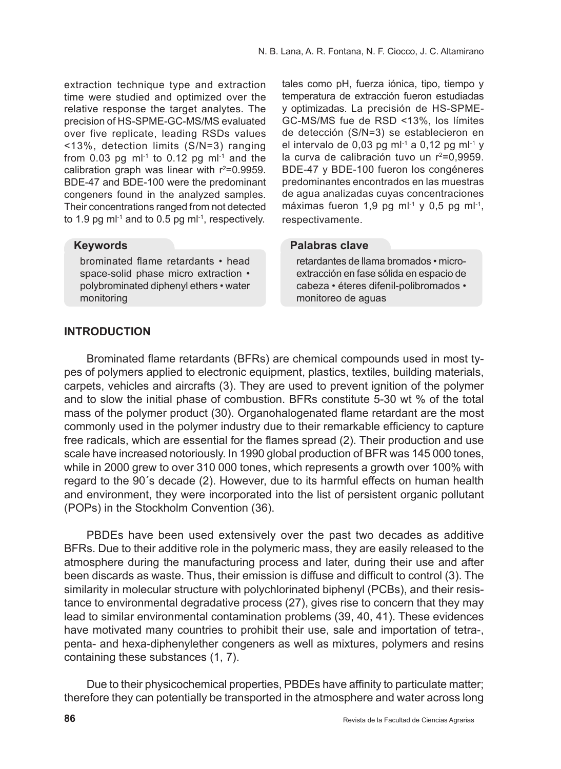extraction technique type and extraction time were studied and optimized over the relative response the target analytes. The precision of HS-SPME-GC-MS/MS evaluated over five replicate, leading RSDs values <13%, detection limits (S/N=3) ranging from 0.03 pg $ml^{-1}$ to 0.12 pg $ml^{-1}$ and the calibration graph was linear with $r^2$=0.9959. BDE-47 and BDE-100 were the predominant congeners found in the analyzed samples. Their concentrations ranged from not detected to 1.9 pg $ml^{-1}$ and to 0.5 pg $ml^{-1}$, respectively.

**Keywords**

brominated flame retardants • head space-solid phase micro extraction • polybrominated diphenyl ethers • water monitoring

tales como pH, fuerza iónica, tipo, tiempo y temperatura de extracción fueron estudiadas y optimizadas. La precisión de HS-SPME-GC-MS/MS fue de RSD <13%, los límites de detección (S/N=3) se establecieron en el intervalo de 0,03 pg $ml^{-1}$ a 0,12 pg $ml^{-1}$ y la curva de calibración tuvo un $r^2$=0,9959. BDE-47 y BDE-100 fueron los congéneres predominantes encontrados en las muestras de agua analizadas cuyas concentraciones máximas fueron 1,9 pg $ml^{-1}$ y 0,5 pg $ml^{-1}$, respectivamente.

**Palabras clave**

retardantes de llama bromados • micro-extracción en fase sólida en espacio de cabeza • éteres difenil-polibromados • monitoreo de aguas

## INTRODUCTION

Brominated flame retardants (BFRs) are chemical compounds used in most types of polymers applied to electronic equipment, plastics, textiles, building materials, carpets, vehicles and aircrafts (3). They are used to prevent ignition of the polymer and to slow the initial phase of combustion. BFRs constitute 5-30 wt % of the total mass of the polymer product (30). Organohalogenated flame retardant are the most commonly used in the polymer industry due to their remarkable efficiency to capture free radicals, which are essential for the flames spread (2). Their production and use scale have increased notoriously. In 1990 global production of BFR was 145 000 tones, while in 2000 grew to over 310 000 tones, which represents a growth over 100% with regard to the 90´s decade (2). However, due to its harmful effects on human health and environment, they were incorporated into the list of persistent organic pollutant (POPs) in the Stockholm Convention (36).

PBDEs have been used extensively over the past two decades as additive BFRs. Due to their additive role in the polymeric mass, they are easily released to the atmosphere during the manufacturing process and later, during their use and after been discards as waste. Thus, their emission is diffuse and difficult to control (3). The similarity in molecular structure with polychlorinated biphenyl (PCBs), and their resistance to environmental degradative process (27), gives rise to concern that they may lead to similar environmental contamination problems (39, 40, 41). These evidences have motivated many countries to prohibit their use, sale and importation of tetra-, penta- and hexa-diphenylether congeners as well as mixtures, polymers and resins containing these substances (1, 7).

Due to their physicochemical properties, PBDEs have affinity to particulate matter; therefore they can potentially be transported in the atmosphere and water across long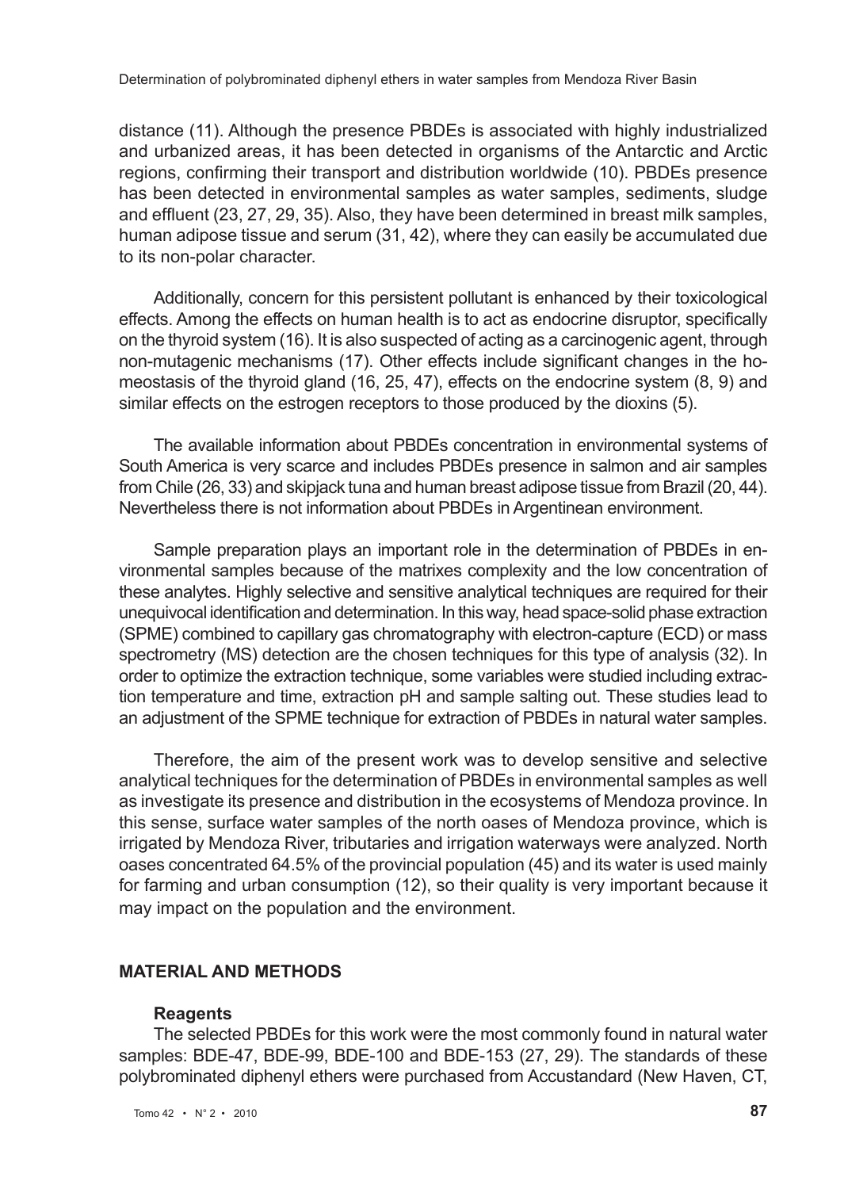distance (11). Although the presence PBDEs is associated with highly industrialized and urbanized areas, it has been detected in organisms of the Antarctic and Arctic regions, confirming their transport and distribution worldwide (10). PBDEs presence has been detected in environmental samples as water samples, sediments, sludge and effluent (23, 27, 29, 35). Also, they have been determined in breast milk samples, human adipose tissue and serum (31, 42), where they can easily be accumulated due to its non-polar character.

Additionally, concern for this persistent pollutant is enhanced by their toxicological effects. Among the effects on human health is to act as endocrine disruptor, specifically on the thyroid system (16). It is also suspected of acting as a carcinogenic agent, through non-mutagenic mechanisms (17). Other effects include significant changes in the homeostasis of the thyroid gland (16, 25, 47), effects on the endocrine system (8, 9) and similar effects on the estrogen receptors to those produced by the dioxins (5).

The available information about PBDEs concentration in environmental systems of South America is very scarce and includes PBDEs presence in salmon and air samples from Chile (26, 33) and skipjack tuna and human breast adipose tissue from Brazil (20, 44). Nevertheless there is not information about PBDEs in Argentinean environment.

Sample preparation plays an important role in the determination of PBDEs in environmental samples because of the matrixes complexity and the low concentration of these analytes. Highly selective and sensitive analytical techniques are required for their unequivocal identification and determination. In this way, head space-solid phase extraction (SPME) combined to capillary gas chromatography with electron-capture (ECD) or mass spectrometry (MS) detection are the chosen techniques for this type of analysis (32). In order to optimize the extraction technique, some variables were studied including extraction temperature and time, extraction pH and sample salting out. These studies lead to an adjustment of the SPME technique for extraction of PBDEs in natural water samples.

Therefore, the aim of the present work was to develop sensitive and selective analytical techniques for the determination of PBDEs in environmental samples as well as investigate its presence and distribution in the ecosystems of Mendoza province. In this sense, surface water samples of the north oases of Mendoza province, which is irrigated by Mendoza River, tributaries and irrigation waterways were analyzed. North oases concentrated 64.5% of the provincial population (45) and its water is used mainly for farming and urban consumption (12), so their quality is very important because it may impact on the population and the environment.

## MATERIAL AND METHODS

### Reagents

The selected PBDEs for this work were the most commonly found in natural water samples: BDE-47, BDE-99, BDE-100 and BDE-153 (27, 29). The standards of these polybrominated diphenyl ethers were purchased from Accustandard (New Haven, CT,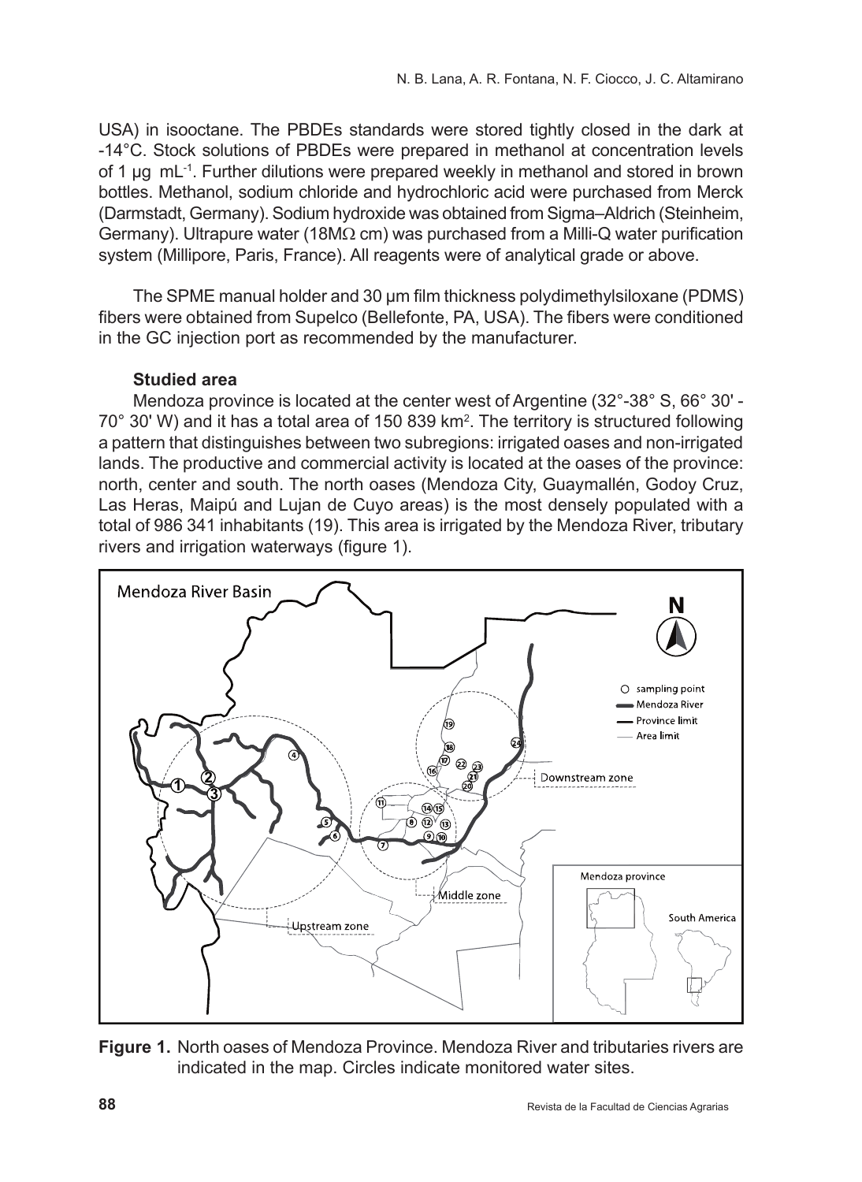USA) in isooctane. The PBDEs standards were stored tightly closed in the dark at -14°C. Stock solutions of PBDEs were prepared in methanol at concentration levels of 1 µg mL$^{-1}$. Further dilutions were prepared weekly in methanol and stored in brown bottles. Methanol, sodium chloride and hydrochloric acid were purchased from Merck (Darmstadt, Germany). Sodium hydroxide was obtained from Sigma–Aldrich (Steinheim, Germany). Ultrapure water (18MΩ cm) was purchased from a Milli-Q water purification system (Millipore, Paris, France). All reagents were of analytical grade or above.

The SPME manual holder and 30 µm film thickness polydimethylsiloxane (PDMS) fibers were obtained from Supelco (Bellefonte, PA, USA). The fibers were conditioned in the GC injection port as recommended by the manufacturer.

### Studied area

Mendoza province is located at the center west of Argentine (32°-38° S, 66° 30' - 70° 30' W) and it has a total area of 150 839 km$^2$. The territory is structured following a pattern that distinguishes between two subregions: irrigated oases and non-irrigated lands. The productive and commercial activity is located at the oases of the province: north, center and south. The north oases (Mendoza City, Guaymallén, Godoy Cruz, Las Heras, Maipú and Lujan de Cuyo areas) is the most densely populated with a total of 986 341 inhabitants (19). This area is irrigated by the Mendoza River, tributary rivers and irrigation waterways (figure 1).

**Figure 1.** North oases of Mendoza Province. Mendoza River and tributaries rivers are indicated in the map. Circles indicate monitored water sites.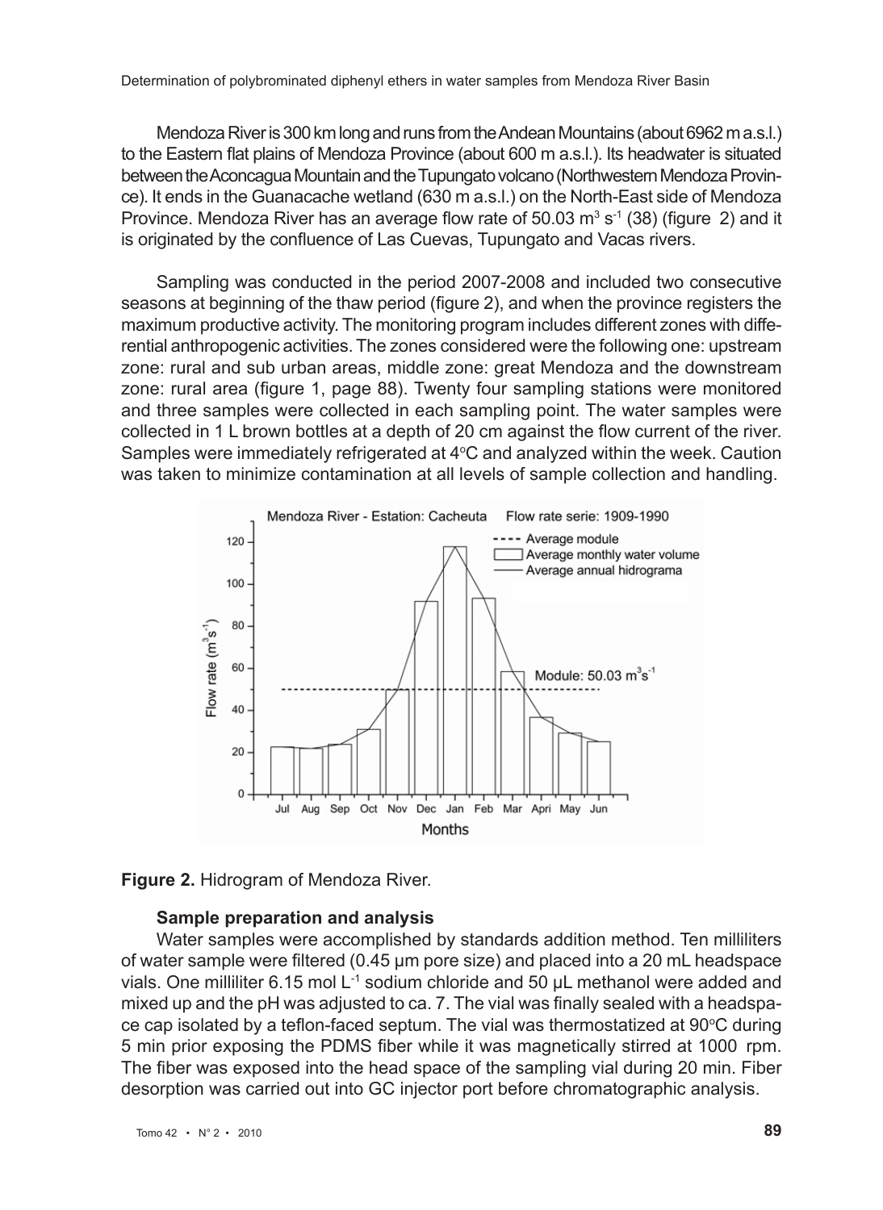Mendoza River is 300 km long and runs from the Andean Mountains (about 6962 m a.s.l.) to the Eastern flat plains of Mendoza Province (about 600 m a.s.l.). Its headwater is situated between the Aconcagua Mountain and the Tupungato volcano (Northwestern Mendoza Province). It ends in the Guanacache wetland (630 m a.s.l.) on the North-East side of Mendoza Province. Mendoza River has an average flow rate of 50.03 $m^3 s^{-1}$ (38) (figure 2) and it is originated by the confluence of Las Cuevas, Tupungato and Vacas rivers.

Sampling was conducted in the period 2007-2008 and included two consecutive seasons at beginning of the thaw period (figure 2), and when the province registers the maximum productive activity. The monitoring program includes different zones with differential anthropogenic activities. The zones considered were the following one: upstream zone: rural and sub urban areas, middle zone: great Mendoza and the downstream zone: rural area (figure 1, page 88). Twenty four sampling stations were monitored and three samples were collected in each sampling point. The water samples were collected in 1 L brown bottles at a depth of 20 cm against the flow current of the river. Samples were immediately refrigerated at 4°C and analyzed within the week. Caution was taken to minimize contamination at all levels of sample collection and handling.

**Figure 2.** Hidrogram of Mendoza River.

### Sample preparation and analysis

Water samples were accomplished by standards addition method. Ten milliliters of water sample were filtered (0.45 µm pore size) and placed into a 20 mL headspace vials. One milliliter 6.15 mol $L^{-1}$ sodium chloride and 50 µL methanol were added and mixed up and the pH was adjusted to ca. 7. The vial was finally sealed with a headspace cap isolated by a teflon-faced septum. The vial was thermostatized at 90°C during 5 min prior exposing the PDMS fiber while it was magnetically stirred at 1000 rpm. The fiber was exposed into the head space of the sampling vial during 20 min. Fiber desorption was carried out into GC injector port before chromatographic analysis.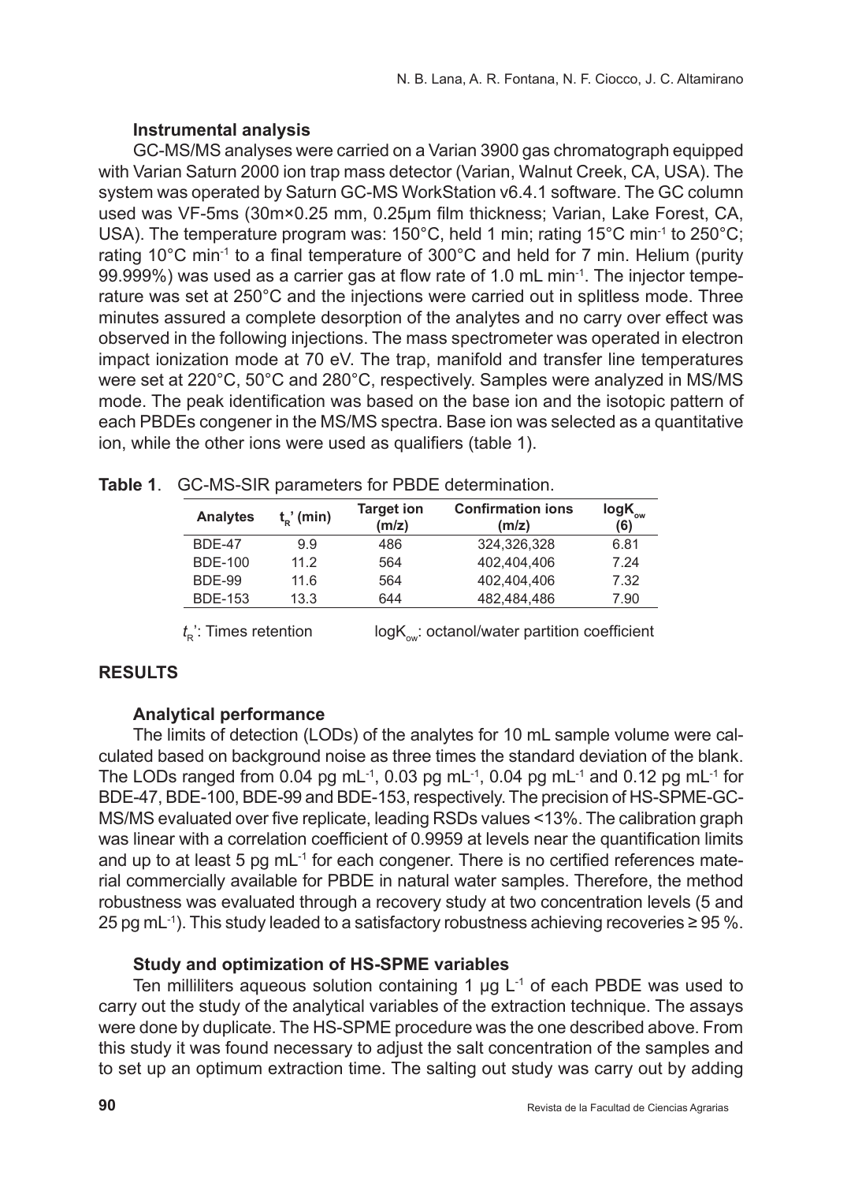### Instrumental analysis

GC-MS/MS analyses were carried on a Varian 3900 gas chromatograph equipped with Varian Saturn 2000 ion trap mass detector (Varian, Walnut Creek, CA, USA). The system was operated by Saturn GC-MS WorkStation v6.4.1 software. The GC column used was VF-5ms (30m×0.25 mm, 0.25μm film thickness; Varian, Lake Forest, CA, USA). The temperature program was: 150°C, held 1 min; rating 15°C $min^{-1}$ to 250°C; rating 10°C $min^{-1}$ to a final temperature of 300°C and held for 7 min. Helium (purity 99.999%) was used as a carrier gas at flow rate of 1.0 mL $min^{-1}$. The injector temperature was set at 250°C and the injections were carried out in splitless mode. Three minutes assured a complete desorption of the analytes and no carry over effect was observed in the following injections. The mass spectrometer was operated in electron impact ionization mode at 70 eV. The trap, manifold and transfer line temperatures were set at 220°C, 50°C and 280°C, respectively. Samples were analyzed in MS/MS mode. The peak identification was based on the base ion and the isotopic pattern of each PBDEs congener in the MS/MS spectra. Base ion was selected as a quantitative ion, while the other ions were used as qualifiers (table 1).

**Table 1**. GC-MS-SIR parameters for PBDE determination.

| Analytes | $t_R$' (min) | Target ion (m/z) | Confirmation ions (m/z) | $logK_{ow}$ (6) |
|---|---|---|---|---|
| BDE-47 | 9.9 | 486 | 324,326,328 | 6.81 |
| BDE-100 | 11.2 | 564 | 402,404,406 | 7.24 |
| BDE-99 | 11.6 | 564 | 402,404,406 | 7.32 |
| BDE-153 | 13.3 | 644 | 482,484,486 | 7.90 |

$t_R$': Times retention  $logK_{ow}$: octanol/water partition coefficient

## RESULTS

### Analytical performance

The limits of detection (LODs) of the analytes for 10 mL sample volume were calculated based on background noise as three times the standard deviation of the blank. The LODs ranged from 0.04 pg $mL^{-1}$, 0.03 pg $mL^{-1}$, 0.04 pg $mL^{-1}$ and 0.12 pg $mL^{-1}$ for BDE-47, BDE-100, BDE-99 and BDE-153, respectively. The precision of HS-SPME-GC-MS/MS evaluated over five replicate, leading RSDs values <13%. The calibration graph was linear with a correlation coefficient of 0.9959 at levels near the quantification limits and up to at least 5 pg $mL^{-1}$ for each congener. There is no certified references material commercially available for PBDE in natural water samples. Therefore, the method robustness was evaluated through a recovery study at two concentration levels (5 and 25 pg $mL^{-1}$). This study leaded to a satisfactory robustness achieving recoveries ≥ 95 %.

### Study and optimization of HS-SPME variables

Ten milliliters aqueous solution containing 1 μg $L^{-1}$ of each PBDE was used to carry out the study of the analytical variables of the extraction technique. The assays were done by duplicate. The HS-SPME procedure was the one described above. From this study it was found necessary to adjust the salt concentration of the samples and to set up an optimum extraction time. The salting out study was carry out by adding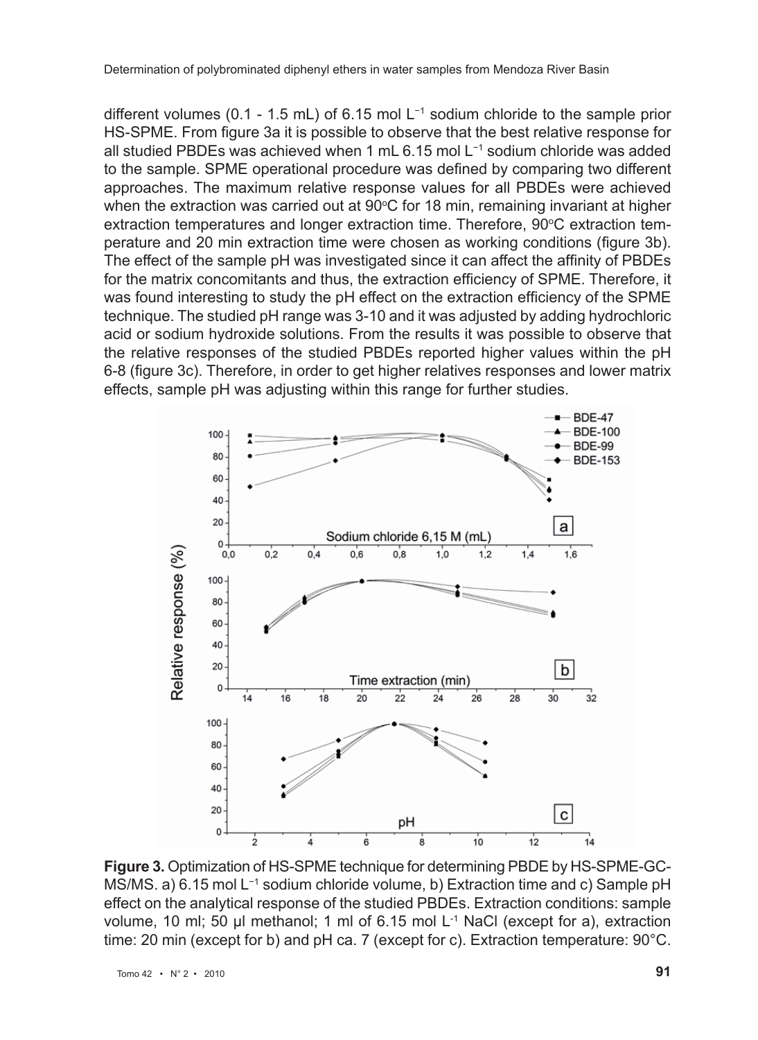different volumes (0.1 - 1.5 mL) of 6.15 mol $L^{-1}$ sodium chloride to the sample prior HS-SPME. From figure 3a it is possible to observe that the best relative response for all studied PBDEs was achieved when 1 mL 6.15 mol $L^{-1}$ sodium chloride was added to the sample. SPME operational procedure was defined by comparing two different approaches. The maximum relative response values for all PBDEs were achieved when the extraction was carried out at 90ºC for 18 min, remaining invariant at higher extraction temperatures and longer extraction time. Therefore, 90ºC extraction temperature and 20 min extraction time were chosen as working conditions (figure 3b). The effect of the sample pH was investigated since it can affect the affinity of PBDEs for the matrix concomitants and thus, the extraction efficiency of SPME. Therefore, it was found interesting to study the pH effect on the extraction efficiency of the SPME technique. The studied pH range was 3-10 and it was adjusted by adding hydrochloric acid or sodium hydroxide solutions. From the results it was possible to observe that the relative responses of the studied PBDEs reported higher values within the pH 6-8 (figure 3c). Therefore, in order to get higher relatives responses and lower matrix effects, sample pH was adjusting within this range for further studies.

**Figure 3.** Optimization of HS-SPME technique for determining PBDE by HS-SPME-GC-MS/MS. a) 6.15 mol $L^{-1}$ sodium chloride volume, b) Extraction time and c) Sample pH effect on the analytical response of the studied PBDEs. Extraction conditions: sample volume, 10 ml; 50 µl methanol; 1 ml of 6.15 mol $L^{-1}$ NaCl (except for a), extraction time: 20 min (except for b) and pH ca. 7 (except for c). Extraction temperature: 90°C.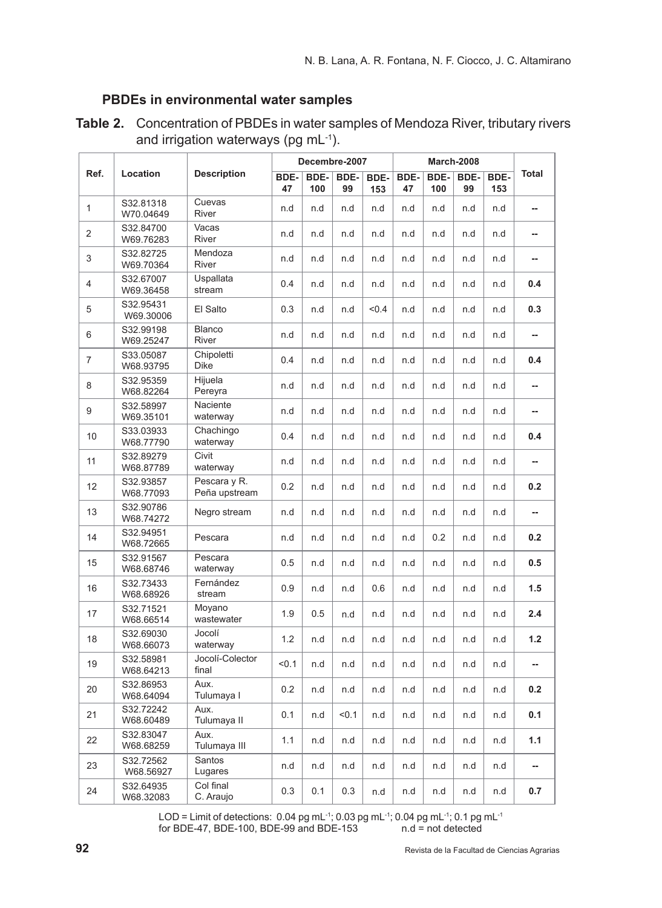## PBDEs in environmental water samples

**Table 2.** Concentration of PBDEs in water samples of Mendoza River, tributary rivers and irrigation waterways (pg mL$^{-1}$).

| Ref. | Location | Description | Decembre-2007 | | | | March-2008 | | | | Total |
|---|---|---|---|---|---|---|---|---|---|---|---|
| | | | BDE-47 | BDE-100 | BDE-99 | BDE-153 | BDE-47 | BDE-100 | BDE-99 | BDE-153 | |
| 1 | S32.81318 W70.04649 | Cuevas River | n.d | n.d | n.d | n.d | n.d | n.d | n.d | n.d | -- |
| 2 | S32.84700 W69.76283 | Vacas River | n.d | n.d | n.d | n.d | n.d | n.d | n.d | n.d | -- |
| 3 | S32.82725 W69.70364 | Mendoza River | n.d | n.d | n.d | n.d | n.d | n.d | n.d | n.d | -- |
| 4 | S32.67007 W69.36458 | Uspallata stream | 0.4 | n.d | n.d | n.d | n.d | n.d | n.d | n.d | **0.4** |
| 5 | S32.95431 W69.30006 | El Salto | 0.3 | n.d | n.d | <0.4 | n.d | n.d | n.d | n.d | **0.3** |
| 6 | S32.99198 W69.25247 | Blanco River | n.d | n.d | n.d | n.d | n.d | n.d | n.d | n.d | -- |
| 7 | S33.05087 W68.93795 | Chipoletti Dike | 0.4 | n.d | n.d | n.d | n.d | n.d | n.d | n.d | **0.4** |
| 8 | S32.95359 W68.82264 | Hijuela Pereyra | n.d | n.d | n.d | n.d | n.d | n.d | n.d | n.d | -- |
| 9 | S32.58997 W69.35101 | Naciente waterway | n.d | n.d | n.d | n.d | n.d | n.d | n.d | n.d | -- |
| 10 | S33.03933 W68.77790 | Chachingo waterway | 0.4 | n.d | n.d | n.d | n.d | n.d | n.d | n.d | **0.4** |
| 11 | S32.89279 W68.87789 | Civit waterway | n.d | n.d | n.d | n.d | n.d | n.d | n.d | n.d | -- |
| 12 | S32.93857 W68.77093 | Pescara y R. Peña upstream | 0.2 | n.d | n.d | n.d | n.d | n.d | n.d | n.d | **0.2** |
| 13 | S32.90786 W68.74272 | Negro stream | n.d | n.d | n.d | n.d | n.d | n.d | n.d | n.d | -- |
| 14 | S32.94951 W68.72665 | Pescara | n.d | n.d | n.d | n.d | n.d | 0.2 | n.d | n.d | **0.2** |
| 15 | S32.91567 W68.68746 | Pescara waterway | 0.5 | n.d | n.d | n.d | n.d | n.d | n.d | n.d | **0.5** |
| 16 | S32.73433 W68.68926 | Fernández stream | 0.9 | n.d | n.d | 0.6 | n.d | n.d | n.d | n.d | **1.5** |
| 17 | S32.71521 W68.66514 | Moyano wastewater | 1.9 | 0.5 | n.d | n.d | n.d | n.d | n.d | n.d | **2.4** |
| 18 | S32.69030 W68.66073 | Jocolí waterway | 1.2 | n.d | n.d | n.d | n.d | n.d | n.d | n.d | **1.2** |
| 19 | S32.58981 W68.64213 | Jocolí-Colector final | <0.1 | n.d | n.d | n.d | n.d | n.d | n.d | n.d | -- |
| 20 | S32.86953 W68.64094 | Aux. Tulumaya I | 0.2 | n.d | n.d | n.d | n.d | n.d | n.d | n.d | **0.2** |
| 21 | S32.72242 W68.60489 | Aux. Tulumaya II | 0.1 | n.d | <0.1 | n.d | n.d | n.d | n.d | n.d | **0.1** |
| 22 | S32.83047 W68.68259 | Aux. Tulumaya III | 1.1 | n.d | n.d | n.d | n.d | n.d | n.d | n.d | **1.1** |
| 23 | S32.72562 W68.56927 | Santos Lugares | n.d | n.d | n.d | n.d | n.d | n.d | n.d | n.d | -- |
| 24 | S32.64935 W68.32083 | Col final C. Araujo | 0.3 | 0.1 | 0.3 | n.d | n.d | n.d | n.d | n.d | **0.7** |

LOD = Limit of detections: 0.04 pg mL$^{-1}$; 0.03 pg mL$^{-1}$; 0.04 pg mL$^{-1}$; 0.1 pg mL$^{-1}$ for BDE-47, BDE-100, BDE-99 and BDE-153 n.d = not detected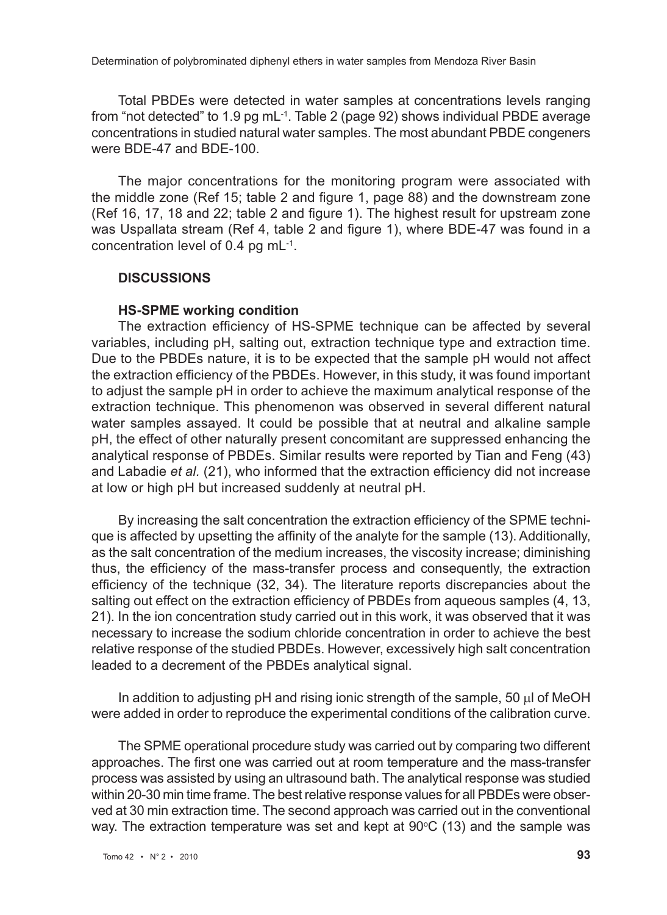Total PBDEs were detected in water samples at concentrations levels ranging from "not detected" to 1.9 pg $mL^{-1}$. Table 2 (page 92) shows individual PBDE average concentrations in studied natural water samples. The most abundant PBDE congeners were BDE-47 and BDE-100.

The major concentrations for the monitoring program were associated with the middle zone (Ref 15; table 2 and figure 1, page 88) and the downstream zone (Ref 16, 17, 18 and 22; table 2 and figure 1). The highest result for upstream zone was Uspallata stream (Ref 4, table 2 and figure 1), where BDE-47 was found in a concentration level of 0.4 pg $mL^{-1}$.

## DISCUSSIONS

### HS-SPME working condition

The extraction efficiency of HS-SPME technique can be affected by several variables, including pH, salting out, extraction technique type and extraction time. Due to the PBDEs nature, it is to be expected that the sample pH would not affect the extraction efficiency of the PBDEs. However, in this study, it was found important to adjust the sample pH in order to achieve the maximum analytical response of the extraction technique. This phenomenon was observed in several different natural water samples assayed. It could be possible that at neutral and alkaline sample pH, the effect of other naturally present concomitant are suppressed enhancing the analytical response of PBDEs. Similar results were reported by Tian and Feng (43) and Labadie *et al.* (21), who informed that the extraction efficiency did not increase at low or high pH but increased suddenly at neutral pH.

By increasing the salt concentration the extraction efficiency of the SPME technique is affected by upsetting the affinity of the analyte for the sample (13). Additionally, as the salt concentration of the medium increases, the viscosity increase; diminishing thus, the efficiency of the mass-transfer process and consequently, the extraction efficiency of the technique (32, 34). The literature reports discrepancies about the salting out effect on the extraction efficiency of PBDEs from aqueous samples (4, 13, 21). In the ion concentration study carried out in this work, it was observed that it was necessary to increase the sodium chloride concentration in order to achieve the best relative response of the studied PBDEs. However, excessively high salt concentration leaded to a decrement of the PBDEs analytical signal.

In addition to adjusting pH and rising ionic strength of the sample, 50 $\mu$l of MeOH were added in order to reproduce the experimental conditions of the calibration curve.

The SPME operational procedure study was carried out by comparing two different approaches. The first one was carried out at room temperature and the mass-transfer process was assisted by using an ultrasound bath. The analytical response was studied within 20-30 min time frame. The best relative response values for all PBDEs were observed at 30 min extraction time. The second approach was carried out in the conventional way. The extraction temperature was set and kept at 90°C (13) and the sample was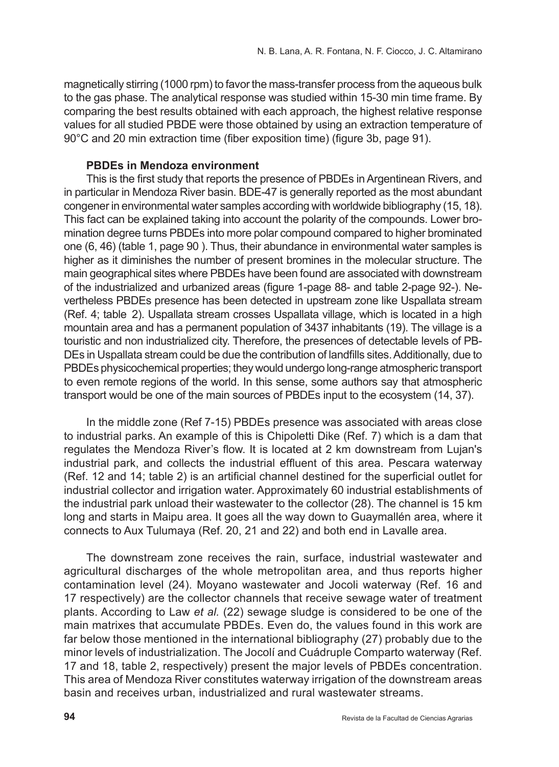magnetically stirring (1000 rpm) to favor the mass-transfer process from the aqueous bulk to the gas phase. The analytical response was studied within 15-30 min time frame. By comparing the best results obtained with each approach, the highest relative response values for all studied PBDE were those obtained by using an extraction temperature of 90°C and 20 min extraction time (fiber exposition time) (figure 3b, page 91).

### PBDEs in Mendoza environment

This is the first study that reports the presence of PBDEs in Argentinean Rivers, and in particular in Mendoza River basin. BDE-47 is generally reported as the most abundant congener in environmental water samples according with worldwide bibliography (15, 18). This fact can be explained taking into account the polarity of the compounds. Lower bromination degree turns PBDEs into more polar compound compared to higher brominated one (6, 46) (table 1, page 90 ). Thus, their abundance in environmental water samples is higher as it diminishes the number of present bromines in the molecular structure. The main geographical sites where PBDEs have been found are associated with downstream of the industrialized and urbanized areas (figure 1-page 88- and table 2-page 92-). Nevertheless PBDEs presence has been detected in upstream zone like Uspallata stream (Ref. 4; table 2). Uspallata stream crosses Uspallata village, which is located in a high mountain area and has a permanent population of 3437 inhabitants (19). The village is a touristic and non industrialized city. Therefore, the presences of detectable levels of PBDEs in Uspallata stream could be due the contribution of landfills sites. Additionally, due to PBDEs physicochemical properties; they would undergo long-range atmospheric transport to even remote regions of the world. In this sense, some authors say that atmospheric transport would be one of the main sources of PBDEs input to the ecosystem (14, 37).

In the middle zone (Ref 7-15) PBDEs presence was associated with areas close to industrial parks. An example of this is Chipoletti Dike (Ref. 7) which is a dam that regulates the Mendoza River's flow. It is located at 2 km downstream from Lujan's industrial park, and collects the industrial effluent of this area. Pescara waterway (Ref. 12 and 14; table 2) is an artificial channel destined for the superficial outlet for industrial collector and irrigation water. Approximately 60 industrial establishments of the industrial park unload their wastewater to the collector (28). The channel is 15 km long and starts in Maipu area. It goes all the way down to Guaymallén area, where it connects to Aux Tulumaya (Ref. 20, 21 and 22) and both end in Lavalle area.

The downstream zone receives the rain, surface, industrial wastewater and agricultural discharges of the whole metropolitan area, and thus reports higher contamination level (24). Moyano wastewater and Jocoli waterway (Ref. 16 and 17 respectively) are the collector channels that receive sewage water of treatment plants. According to Law *et al.* (22) sewage sludge is considered to be one of the main matrixes that accumulate PBDEs. Even do, the values found in this work are far below those mentioned in the international bibliography (27) probably due to the minor levels of industrialization. The Jocolí and Cuádruple Comparto waterway (Ref. 17 and 18, table 2, respectively) present the major levels of PBDEs concentration. This area of Mendoza River constitutes waterway irrigation of the downstream areas basin and receives urban, industrialized and rural wastewater streams.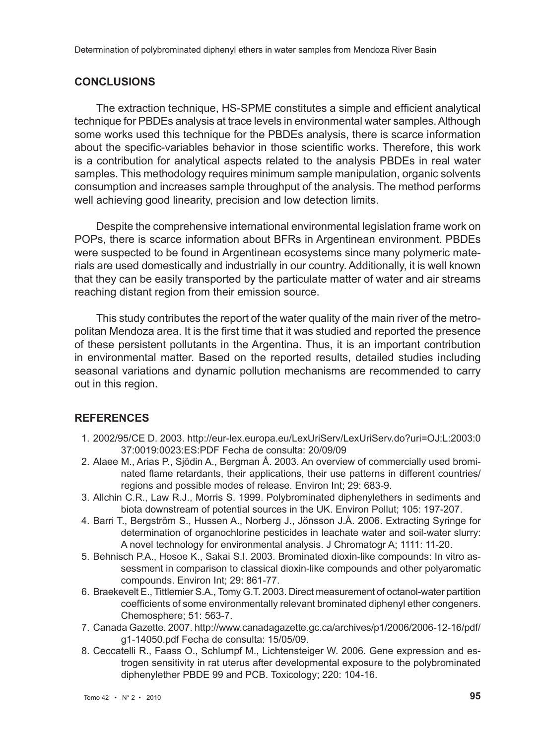## CONCLUSIONS

The extraction technique, HS-SPME constitutes a simple and efficient analytical technique for PBDEs analysis at trace levels in environmental water samples. Although some works used this technique for the PBDEs analysis, there is scarce information about the specific-variables behavior in those scientific works. Therefore, this work is a contribution for analytical aspects related to the analysis PBDEs in real water samples. This methodology requires minimum sample manipulation, organic solvents consumption and increases sample throughput of the analysis. The method performs well achieving good linearity, precision and low detection limits.

Despite the comprehensive international environmental legislation frame work on POPs, there is scarce information about BFRs in Argentinean environment. PBDEs were suspected to be found in Argentinean ecosystems since many polymeric materials are used domestically and industrially in our country. Additionally, it is well known that they can be easily transported by the particulate matter of water and air streams reaching distant region from their emission source.

This study contributes the report of the water quality of the main river of the metropolitan Mendoza area. It is the first time that it was studied and reported the presence of these persistent pollutants in the Argentina. Thus, it is an important contribution in environmental matter. Based on the reported results, detailed studies including seasonal variations and dynamic pollution mechanisms are recommended to carry out in this region.

## REFERENCES

1. 2002/95/CE D. 2003. http://eur-lex.europa.eu/LexUriServ/LexUriServ.do?uri=OJ:L:2003:037:0019:0023:ES:PDF Fecha de consulta: 20/09/09
2. Alaee M., Arias P., Sjödin A., Bergman Å. 2003. An overview of commercially used brominated flame retardants, their applications, their use patterns in different countries/regions and possible modes of release. Environ Int; 29: 683-9.
3. Allchin C.R., Law R.J., Morris S. 1999. Polybrominated diphenylethers in sediments and biota downstream of potential sources in the UK. Environ Pollut; 105: 197-207.
4. Barri T., Bergström S., Hussen A., Norberg J., Jönsson J.Å. 2006. Extracting Syringe for determination of organochlorine pesticides in leachate water and soil-water slurry: A novel technology for environmental analysis. J Chromatogr A; 1111: 11-20.
5. Behnisch P.A., Hosoe K., Sakai S.I. 2003. Brominated dioxin-like compounds: In vitro assessment in comparison to classical dioxin-like compounds and other polyaromatic compounds. Environ Int; 29: 861-77.
6. Braekevelt E., Tittlemier S.A., Tomy G.T. 2003. Direct measurement of octanol-water partition coefficients of some environmentally relevant brominated diphenyl ether congeners. Chemosphere; 51: 563-7.
7. Canada Gazette. 2007. http://www.canadagazette.gc.ca/archives/p1/2006/2006-12-16/pdf/g1-14050.pdf Fecha de consulta: 15/05/09.
8. Ceccatelli R., Faass O., Schlumpf M., Lichtensteiger W. 2006. Gene expression and estrogen sensitivity in rat uterus after developmental exposure to the polybrominated diphenylether PBDE 99 and PCB. Toxicology; 220: 104-16.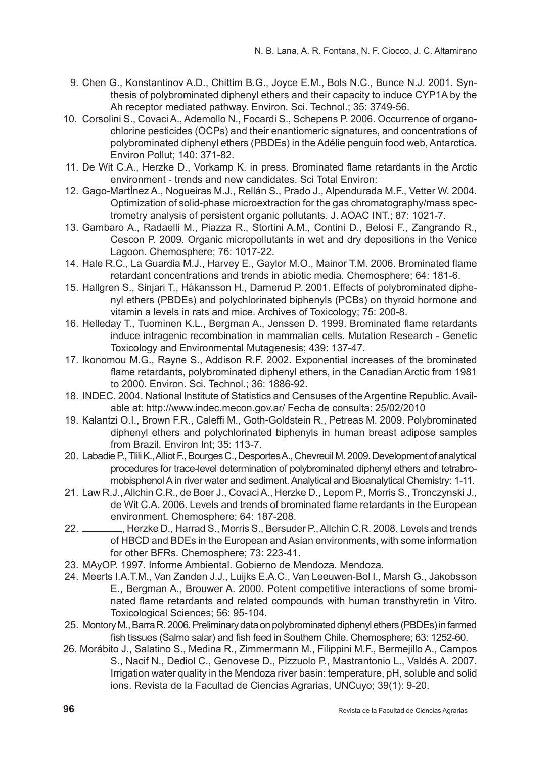9. Chen G., Konstantinov A.D., Chittim B.G., Joyce E.M., Bols N.C., Bunce N.J. 2001. Synthesis of polybrominated diphenyl ethers and their capacity to induce CYP1A by the Ah receptor mediated pathway. Environ. Sci. Technol.; 35: 3749-56.
10. Corsolini S., Covaci A., Ademollo N., Focardi S., Schepens P. 2006. Occurrence of organochlorine pesticides (OCPs) and their enantiomeric signatures, and concentrations of polybrominated diphenyl ethers (PBDEs) in the Adélie penguin food web, Antarctica. Environ Pollut; 140: 371-82.
11. De Wit C.A., Herzke D., Vorkamp K. in press. Brominated flame retardants in the Arctic environment - trends and new candidates. Sci Total Environ:
12. Gago-MartÍnez A., Nogueiras M.J., Rellán S., Prado J., Alpendurada M.F., Vetter W. 2004. Optimization of solid-phase microextraction for the gas chromatography/mass spectrometry analysis of persistent organic pollutants. J. AOAC INT.; 87: 1021-7.
13. Gambaro A., Radaelli M., Piazza R., Stortini A.M., Contini D., Belosi F., Zangrando R., Cescon P. 2009. Organic micropollutants in wet and dry depositions in the Venice Lagoon. Chemosphere; 76: 1017-22.
14. Hale R.C., La Guardia M.J., Harvey E., Gaylor M.O., Mainor T.M. 2006. Brominated flame retardant concentrations and trends in abiotic media. Chemosphere; 64: 181-6.
15. Hallgren S., Sinjari T., Håkansson H., Darnerud P. 2001. Effects of polybrominated diphenyl ethers (PBDEs) and polychlorinated biphenyls (PCBs) on thyroid hormone and vitamin a levels in rats and mice. Archives of Toxicology; 75: 200-8.
16. Helleday T., Tuominen K.L., Bergman A., Jenssen D. 1999. Brominated flame retardants induce intragenic recombination in mammalian cells. Mutation Research - Genetic Toxicology and Environmental Mutagenesis; 439: 137-47.
17. Ikonomou M.G., Rayne S., Addison R.F. 2002. Exponential increases of the brominated flame retardants, polybrominated diphenyl ethers, in the Canadian Arctic from 1981 to 2000. Environ. Sci. Technol.; 36: 1886-92.
18. INDEC. 2004. National Institute of Statistics and Censuses of the Argentine Republic. Available at: http://www.indec.mecon.gov.ar/ Fecha de consulta: 25/02/2010
19. Kalantzi O.I., Brown F.R., Caleffi M., Goth-Goldstein R., Petreas M. 2009. Polybrominated diphenyl ethers and polychlorinated biphenyls in human breast adipose samples from Brazil. Environ Int; 35: 113-7.
20. Labadie P., Tlili K., Alliot F., Bourges C., Desportes A., Chevreuil M. 2009. Development of analytical procedures for trace-level determination of polybrominated diphenyl ethers and tetrabromobisphenol A in river water and sediment. Analytical and Bioanalytical Chemistry: 1-11.
21. Law R.J., Allchin C.R., de Boer J., Covaci A., Herzke D., Lepom P., Morris S., Tronczynski J., de Wit C.A. 2006. Levels and trends of brominated flame retardants in the European environment. Chemosphere; 64: 187-208.
22. ________, Herzke D., Harrad S., Morris S., Bersuder P., Allchin C.R. 2008. Levels and trends of HBCD and BDEs in the European and Asian environments, with some information for other BFRs. Chemosphere; 73: 223-41.
23. MAyOP. 1997. Informe Ambiental. Gobierno de Mendoza. Mendoza.
24. Meerts I.A.T.M., Van Zanden J.J., Luijks E.A.C., Van Leeuwen-Bol I., Marsh G., Jakobsson E., Bergman A., Brouwer A. 2000. Potent competitive interactions of some brominated flame retardants and related compounds with human transthyretin in Vitro. Toxicological Sciences; 56: 95-104.
25. Montory M., Barra R. 2006. Preliminary data on polybrominated diphenyl ethers (PBDEs) in farmed fish tissues (Salmo salar) and fish feed in Southern Chile. Chemosphere; 63: 1252-60.
26. Morábito J., Salatino S., Medina R., Zimmermann M., Filippini M.F., Bermejillo A., Campos S., Nacif N., Dediol C., Genovese D., Pizzuolo P., Mastrantonio L., Valdés A. 2007. Irrigation water quality in the Mendoza river basin: temperature, pH, soluble and solid ions. Revista de la Facultad de Ciencias Agrarias, UNCuyo; 39(1): 9-20.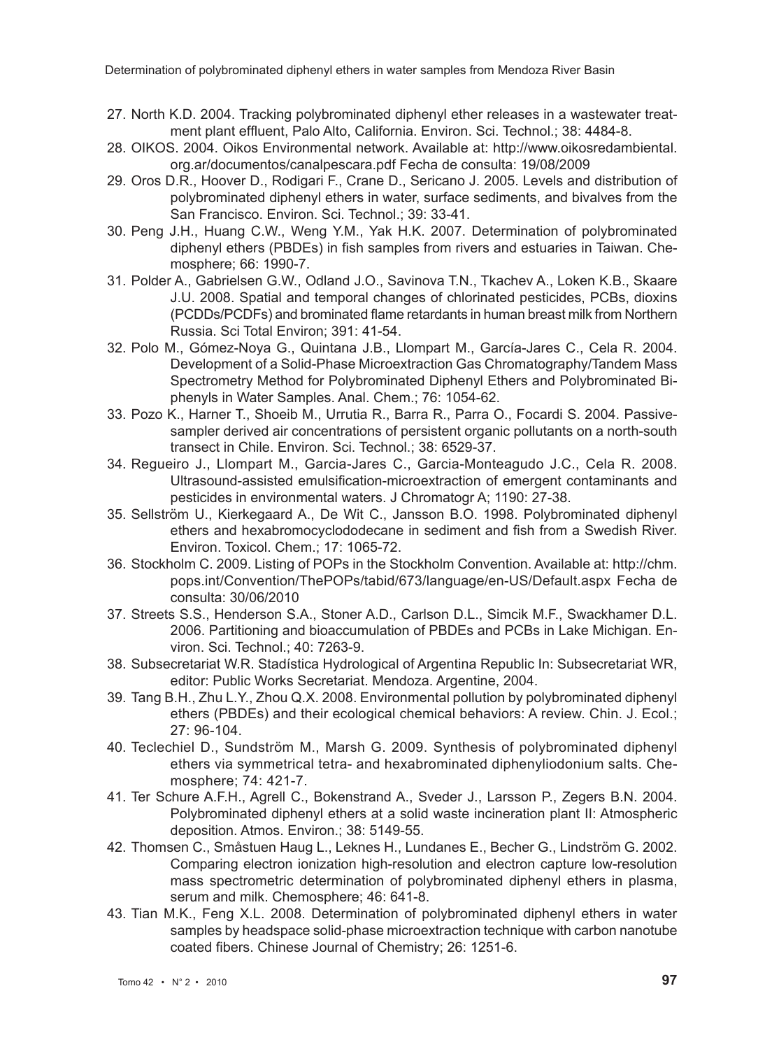27. North K.D. 2004. Tracking polybrominated diphenyl ether releases in a wastewater treatment plant effluent, Palo Alto, California. Environ. Sci. Technol.; 38: 4484-8.
28. OIKOS. 2004. Oikos Environmental network. Available at: http://www.oikosredambiental.org.ar/documentos/canalpescara.pdf Fecha de consulta: 19/08/2009
29. Oros D.R., Hoover D., Rodigari F., Crane D., Sericano J. 2005. Levels and distribution of polybrominated diphenyl ethers in water, surface sediments, and bivalves from the San Francisco. Environ. Sci. Technol.; 39: 33-41.
30. Peng J.H., Huang C.W., Weng Y.M., Yak H.K. 2007. Determination of polybrominated diphenyl ethers (PBDEs) in fish samples from rivers and estuaries in Taiwan. Chemosphere; 66: 1990-7.
31. Polder A., Gabrielsen G.W., Odland J.O., Savinova T.N., Tkachev A., Loken K.B., Skaare J.U. 2008. Spatial and temporal changes of chlorinated pesticides, PCBs, dioxins (PCDDs/PCDFs) and brominated flame retardants in human breast milk from Northern Russia. Sci Total Environ; 391: 41-54.
32. Polo M., Gómez-Noya G., Quintana J.B., Llompart M., García-Jares C., Cela R. 2004. Development of a Solid-Phase Microextraction Gas Chromatography/Tandem Mass Spectrometry Method for Polybrominated Diphenyl Ethers and Polybrominated Biphenyls in Water Samples. Anal. Chem.; 76: 1054-62.
33. Pozo K., Harner T., Shoeib M., Urrutia R., Barra R., Parra O., Focardi S. 2004. Passive-sampler derived air concentrations of persistent organic pollutants on a north-south transect in Chile. Environ. Sci. Technol.; 38: 6529-37.
34. Regueiro J., Llompart M., Garcia-Jares C., Garcia-Monteagudo J.C., Cela R. 2008. Ultrasound-assisted emulsification-microextraction of emergent contaminants and pesticides in environmental waters. J Chromatogr A; 1190: 27-38.
35. Sellström U., Kierkegaard A., De Wit C., Jansson B.O. 1998. Polybrominated diphenyl ethers and hexabromocyclododecane in sediment and fish from a Swedish River. Environ. Toxicol. Chem.; 17: 1065-72.
36. Stockholm C. 2009. Listing of POPs in the Stockholm Convention. Available at: http://chm.pops.int/Convention/ThePOPs/tabid/673/language/en-US/Default.aspx Fecha de consulta: 30/06/2010
37. Streets S.S., Henderson S.A., Stoner A.D., Carlson D.L., Simcik M.F., Swackhamer D.L. 2006. Partitioning and bioaccumulation of PBDEs and PCBs in Lake Michigan. Environ. Sci. Technol.; 40: 7263-9.
38. Subsecretariat W.R. Stadística Hydrological of Argentina Republic In: Subsecretariat WR, editor: Public Works Secretariat. Mendoza. Argentine, 2004.
39. Tang B.H., Zhu L.Y., Zhou Q.X. 2008. Environmental pollution by polybrominated diphenyl ethers (PBDEs) and their ecological chemical behaviors: A review. Chin. J. Ecol.; 27: 96-104.
40. Teclechiel D., Sundström M., Marsh G. 2009. Synthesis of polybrominated diphenyl ethers via symmetrical tetra- and hexabrominated diphenyliodonium salts. Chemosphere; 74: 421-7.
41. Ter Schure A.F.H., Agrell C., Bokenstrand A., Sveder J., Larsson P., Zegers B.N. 2004. Polybrominated diphenyl ethers at a solid waste incineration plant II: Atmospheric deposition. Atmos. Environ.; 38: 5149-55.
42. Thomsen C., Småstuen Haug L., Leknes H., Lundanes E., Becher G., Lindström G. 2002. Comparing electron ionization high-resolution and electron capture low-resolution mass spectrometric determination of polybrominated diphenyl ethers in plasma, serum and milk. Chemosphere; 46: 641-8.
43. Tian M.K., Feng X.L. 2008. Determination of polybrominated diphenyl ethers in water samples by headspace solid-phase microextraction technique with carbon nanotube coated fibers. Chinese Journal of Chemistry; 26: 1251-6.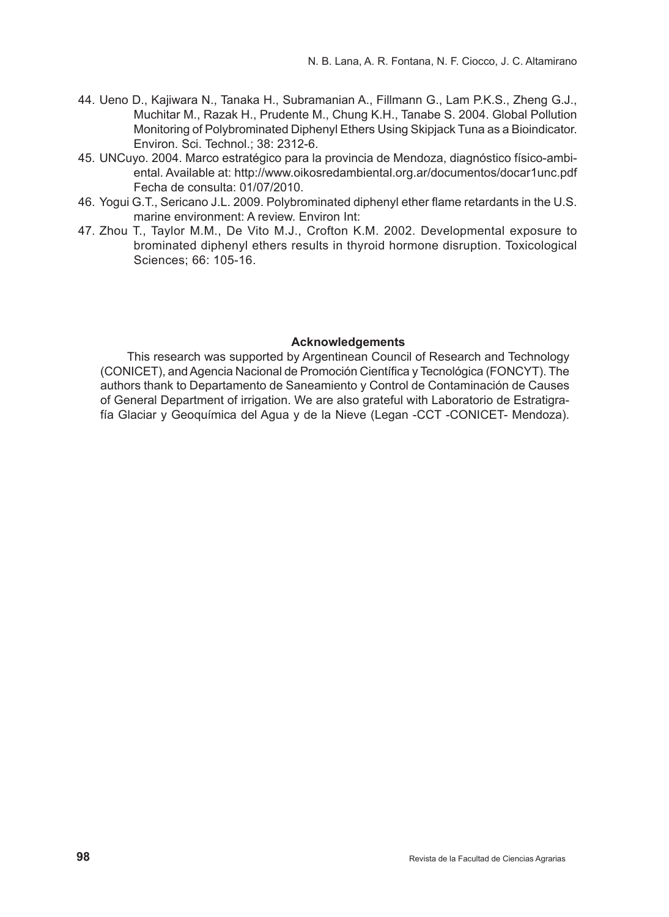44. Ueno D., Kajiwara N., Tanaka H., Subramanian A., Fillmann G., Lam P.K.S., Zheng G.J., Muchitar M., Razak H., Prudente M., Chung K.H., Tanabe S. 2004. Global Pollution Monitoring of Polybrominated Diphenyl Ethers Using Skipjack Tuna as a Bioindicator. Environ. Sci. Technol.; 38: 2312-6.
45. UNCuyo. 2004. Marco estratégico para la provincia de Mendoza, diagnóstico físico-ambiental. Available at: http://www.oikosredambiental.org.ar/documentos/docar1unc.pdf Fecha de consulta: 01/07/2010.
46. Yogui G.T., Sericano J.L. 2009. Polybrominated diphenyl ether flame retardants in the U.S. marine environment: A review. Environ Int:
47. Zhou T., Taylor M.M., De Vito M.J., Crofton K.M. 2002. Developmental exposure to brominated diphenyl ethers results in thyroid hormone disruption. Toxicological Sciences; 66: 105-16.

**Acknowledgements**

This research was supported by Argentinean Council of Research and Technology (CONICET), and Agencia Nacional de Promoción Científica y Tecnológica (FONCYT). The authors thank to Departamento de Saneamiento y Control de Contaminación de Causes of General Department of irrigation. We are also grateful with Laboratorio de Estratigrafía Glaciar y Geoquímica del Agua y de la Nieve (Legan -CCT -CONICET- Mendoza).